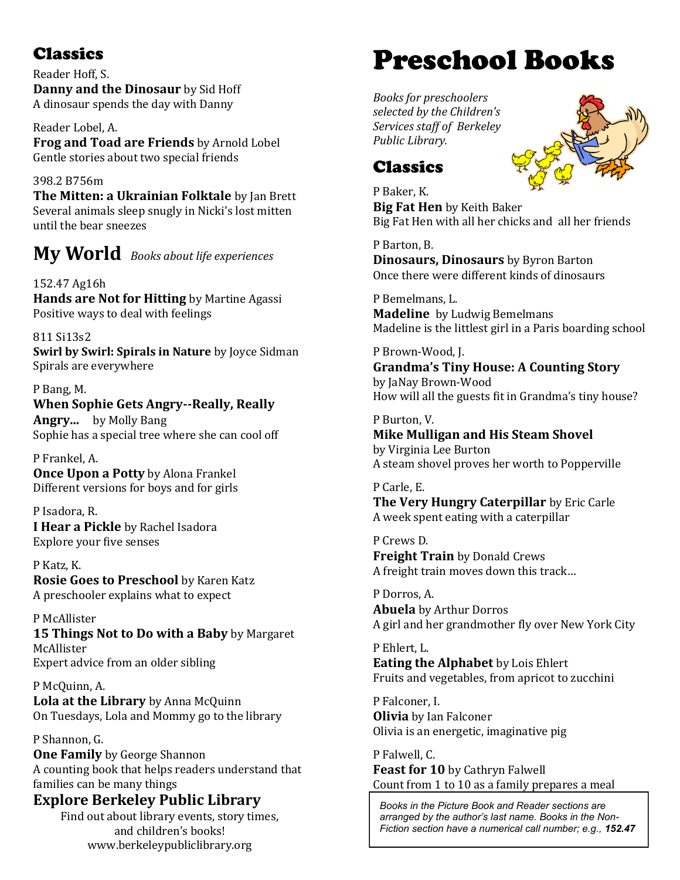# Preschool Books

*Books for preschoolers selected by the Children's Services staff of Berkeley Public Library.*

## Classics

P Baker, K.
**Big Fat Hen** by Keith Baker
Big Fat Hen with all her chicks and all her friends

P Barton, B.
**Dinosaurs, Dinosaurs** by Byron Barton
Once there were different kinds of dinosaurs

P Bemelmans, L.
**Madeline** by Ludwig Bemelmans
Madeline is the littlest girl in a Paris boarding school

P Brown-Wood, J.
**Grandma's Tiny House: A Counting Story** by JaNay Brown-Wood
How will all the guests fit in Grandma's tiny house?

P Burton, V.
**Mike Mulligan and His Steam Shovel** by Virginia Lee Burton
A steam shovel proves her worth to Popperville

P Carle, E.
**The Very Hungry Caterpillar** by Eric Carle
A week spent eating with a caterpillar

P Crews D.
**Freight Train** by Donald Crews
A freight train moves down this track…

P Dorros, A.
**Abuela** by Arthur Dorros
A girl and her grandmother fly over New York City

P Ehlert, L.
**Eating the Alphabet** by Lois Ehlert
Fruits and vegetables, from apricot to zucchini

P Falconer, I.
**Olivia** by Ian Falconer
Olivia is an energetic, imaginative pig

P Falwell, C.
**Feast for 10** by Cathryn Falwell
Count from 1 to 10 as a family prepares a meal

Reader Hoff, S.
**Danny and the Dinosaur** by Sid Hoff
A dinosaur spends the day with Danny

Reader Lobel, A.
**Frog and Toad are Friends** by Arnold Lobel
Gentle stories about two special friends

398.2 B756m
**The Mitten: a Ukrainian Folktale** by Jan Brett
Several animals sleep snugly in Nicki's lost mitten until the bear sneezes

*Books in the Picture Book and Reader sections are arranged by the author's last name. Books in the Non-Fiction section have a numerical call number; e.g., **152.47***

## My World *Books about life experiences*

152.47 Ag16h
**Hands are Not for Hitting** by Martine Agassi
Positive ways to deal with feelings

811 Si13s2
**Swirl by Swirl: Spirals in Nature** by Joyce Sidman
Spirals are everywhere

P Bang, M.
**When Sophie Gets Angry--Really, Really Angry...** by Molly Bang
Sophie has a special tree where she can cool off

P Frankel, A.
**Once Upon a Potty** by Alona Frankel
Different versions for boys and for girls

P Isadora, R.
**I Hear a Pickle** by Rachel Isadora
Explore your five senses

P Katz, K.
**Rosie Goes to Preschool** by Karen Katz
A preschooler explains what to expect

P McAllister
**15 Things Not to Do with a Baby** by Margaret McAllister
Expert advice from an older sibling

P McQuinn, A.
**Lola at the Library** by Anna McQuinn
On Tuesdays, Lola and Mommy go to the library

P Shannon, G.
**One Family** by George Shannon
A counting book that helps readers understand that families can be many things

## Explore Berkeley Public Library

Find out about library events, story times, and children's books!
www.berkeleypubliclibrary.org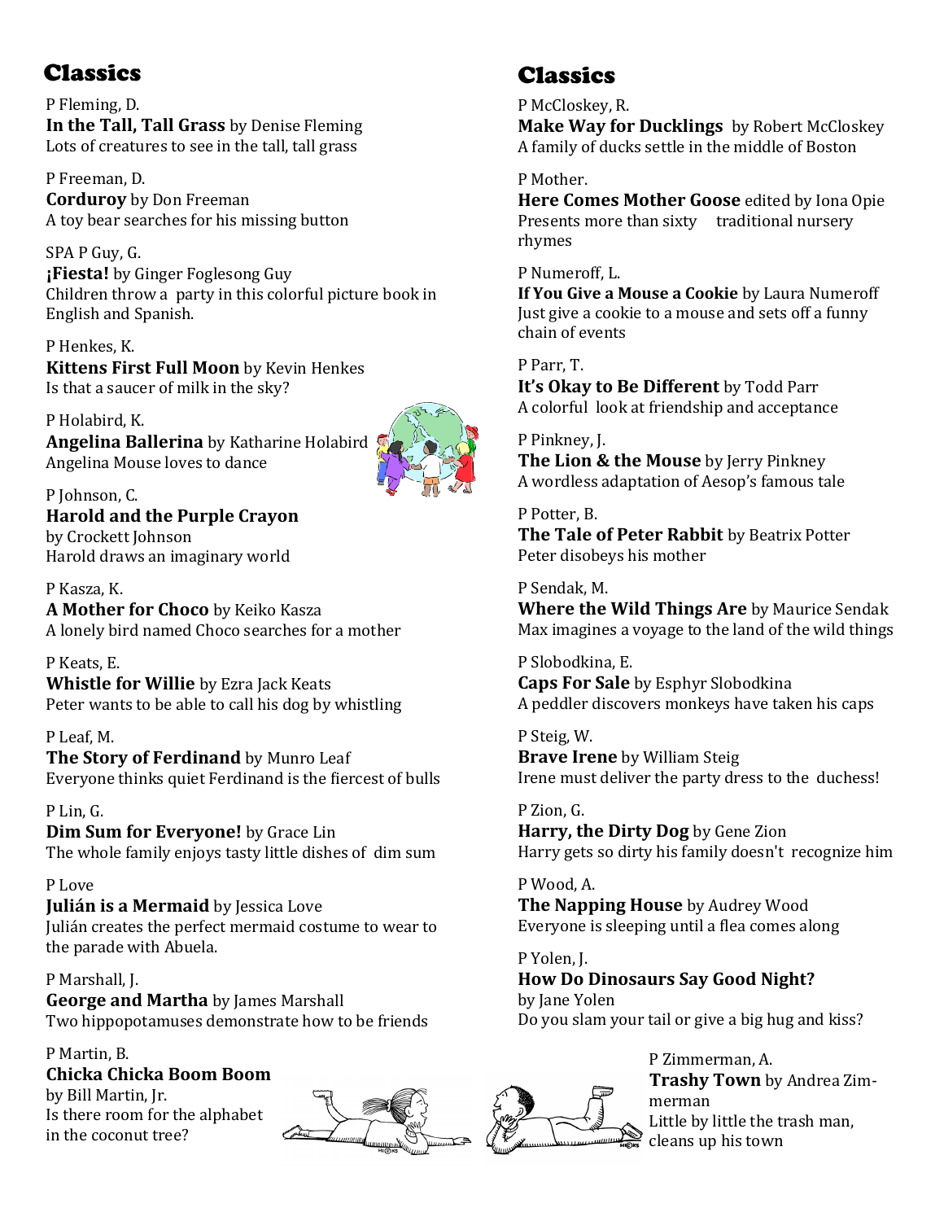## Classics

P Fleming, D.
**In the Tall, Tall Grass** by Denise Fleming
Lots of creatures to see in the tall, tall grass

P Freeman, D.
**Corduroy** by Don Freeman
A toy bear searches for his missing button

SPA P Guy, G.
**¡Fiesta!** by Ginger Foglesong Guy
Children throw a party in this colorful picture book in English and Spanish.

P Henkes, K.
**Kittens First Full Moon** by Kevin Henkes
Is that a saucer of milk in the sky?

P Holabird, K.
**Angelina Ballerina** by Katharine Holabird
Angelina Mouse loves to dance

P Johnson, C.
**Harold and the Purple Crayon** by Crockett Johnson
Harold draws an imaginary world

P Kasza, K.
**A Mother for Choco** by Keiko Kasza
A lonely bird named Choco searches for a mother

P Keats, E.
**Whistle for Willie** by Ezra Jack Keats
Peter wants to be able to call his dog by whistling

P Leaf, M.
**The Story of Ferdinand** by Munro Leaf
Everyone thinks quiet Ferdinand is the fiercest of bulls

P Lin, G.
**Dim Sum for Everyone!** by Grace Lin
The whole family enjoys tasty little dishes of dim sum

P Love
**Julián is a Mermaid** by Jessica Love
Julián creates the perfect mermaid costume to wear to the parade with Abuela.

P Marshall, J.
**George and Martha** by James Marshall
Two hippopotamuses demonstrate how to be friends

P Martin, B.
**Chicka Chicka Boom Boom** by Bill Martin, Jr.
Is there room for the alphabet in the coconut tree?

## Classics

P McCloskey, R.
**Make Way for Ducklings** by Robert McCloskey
A family of ducks settle in the middle of Boston

P Mother.
**Here Comes Mother Goose** edited by Iona Opie
Presents more than sixty traditional nursery rhymes

P Numeroff, L.
**If You Give a Mouse a Cookie** by Laura Numeroff
Just give a cookie to a mouse and sets off a funny chain of events

P Parr, T.
**It's Okay to Be Different** by Todd Parr
A colorful look at friendship and acceptance

P Pinkney, J.
**The Lion & the Mouse** by Jerry Pinkney
A wordless adaptation of Aesop's famous tale

P Potter, B.
**The Tale of Peter Rabbit** by Beatrix Potter
Peter disobeys his mother

P Sendak, M.
**Where the Wild Things Are** by Maurice Sendak
Max imagines a voyage to the land of the wild things

P Slobodkina, E.
**Caps For Sale** by Esphyr Slobodkina
A peddler discovers monkeys have taken his caps

P Steig, W.
**Brave Irene** by William Steig
Irene must deliver the party dress to the duchess!

P Zion, G.
**Harry, the Dirty Dog** by Gene Zion
Harry gets so dirty his family doesn't recognize him

P Wood, A.
**The Napping House** by Audrey Wood
Everyone is sleeping until a flea comes along

P Yolen, J.
**How Do Dinosaurs Say Good Night?** by Jane Yolen
Do you slam your tail or give a big hug and kiss?

P Zimmerman, A.
**Trashy Town** by Andrea Zimmerman
Little by little the trash man, cleans up his town